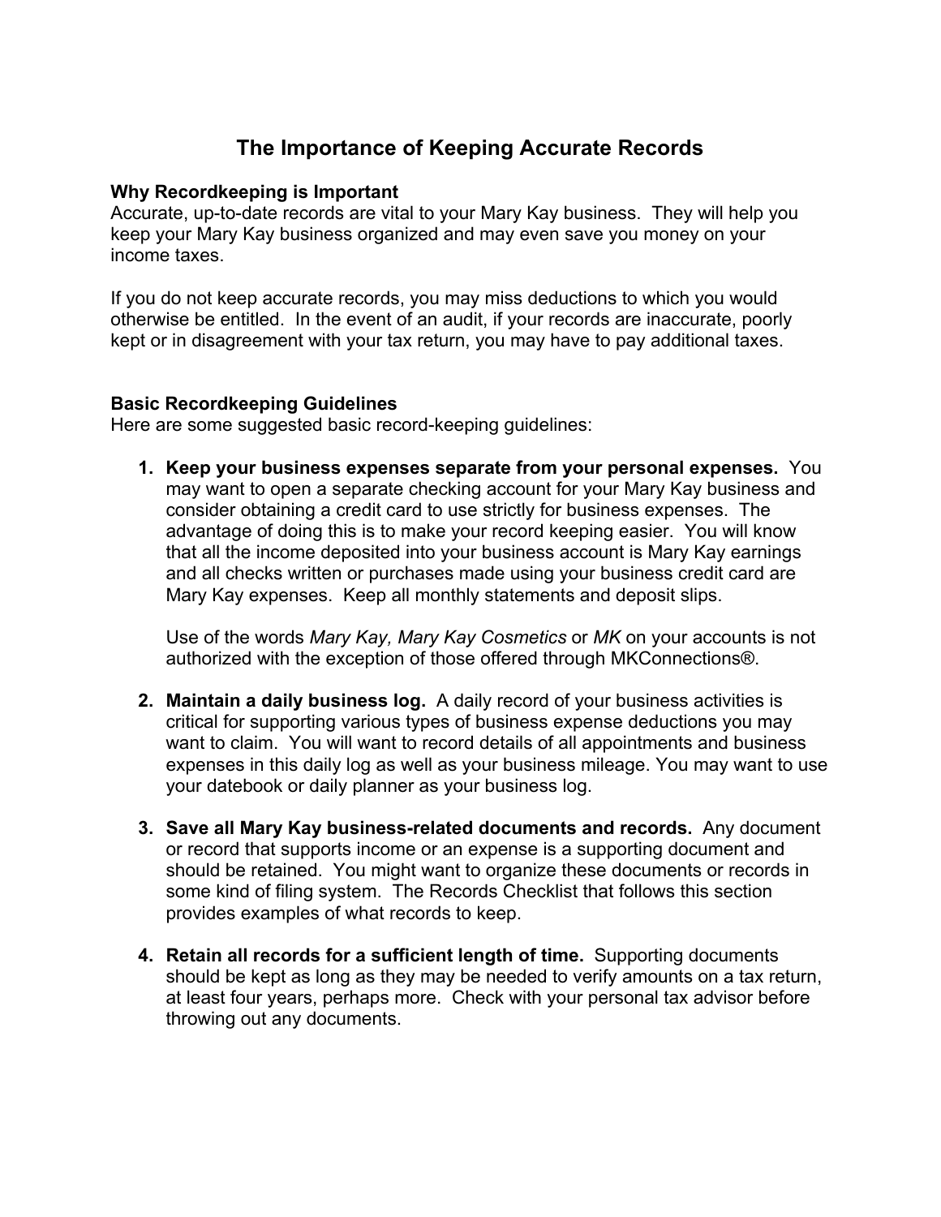# The Importance of Keeping Accurate Records

**Why Recordkeeping is Important**

Accurate, up-to-date records are vital to your Mary Kay business. They will help you keep your Mary Kay business organized and may even save you money on your income taxes.

If you do not keep accurate records, you may miss deductions to which you would otherwise be entitled. In the event of an audit, if your records are inaccurate, poorly kept or in disagreement with your tax return, you may have to pay additional taxes.

**Basic Recordkeeping Guidelines**

Here are some suggested basic record-keeping guidelines:

1. **Keep your business expenses separate from your personal expenses.** You may want to open a separate checking account for your Mary Kay business and consider obtaining a credit card to use strictly for business expenses. The advantage of doing this is to make your record keeping easier. You will know that all the income deposited into your business account is Mary Kay earnings and all checks written or purchases made using your business credit card are Mary Kay expenses. Keep all monthly statements and deposit slips.

   Use of the words *Mary Kay, Mary Kay Cosmetics* or *MK* on your accounts is not authorized with the exception of those offered through MKConnections®.

2. **Maintain a daily business log.** A daily record of your business activities is critical for supporting various types of business expense deductions you may want to claim. You will want to record details of all appointments and business expenses in this daily log as well as your business mileage. You may want to use your datebook or daily planner as your business log.

3. **Save all Mary Kay business-related documents and records.** Any document or record that supports income or an expense is a supporting document and should be retained. You might want to organize these documents or records in some kind of filing system. The Records Checklist that follows this section provides examples of what records to keep.

4. **Retain all records for a sufficient length of time.** Supporting documents should be kept as long as they may be needed to verify amounts on a tax return, at least four years, perhaps more. Check with your personal tax advisor before throwing out any documents.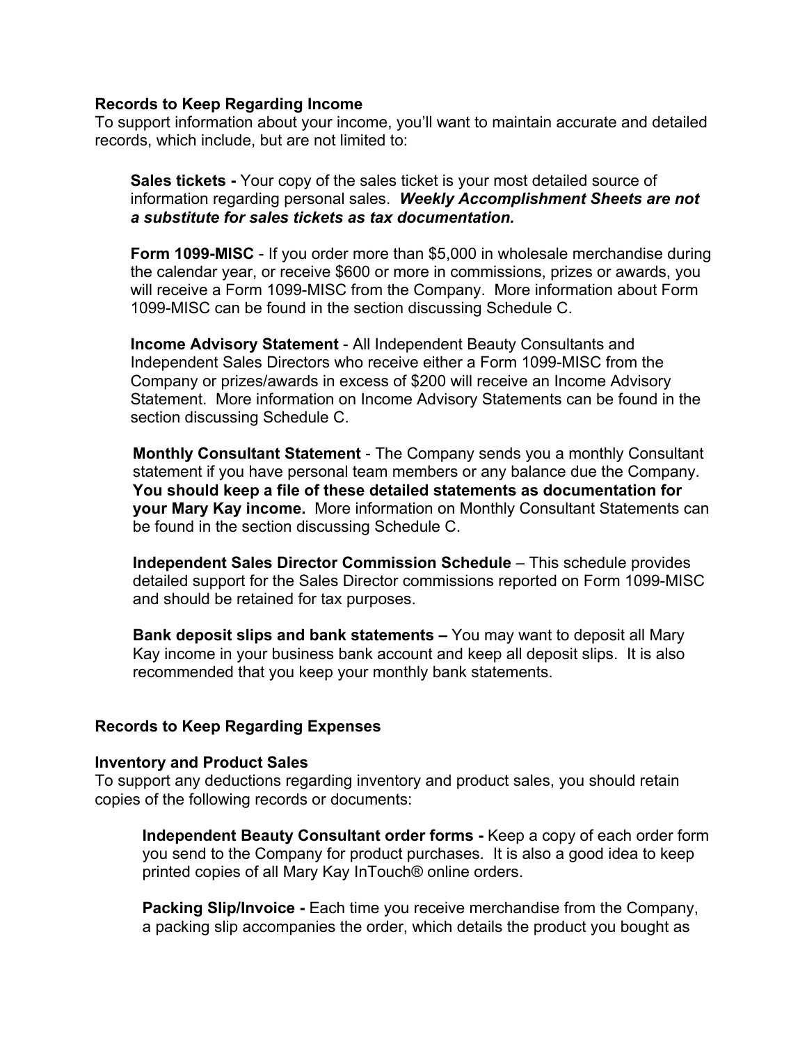### Records to Keep Regarding Income

To support information about your income, you'll want to maintain accurate and detailed records, which include, but are not limited to:

**Sales tickets -** Your copy of the sales ticket is your most detailed source of information regarding personal sales. ***Weekly Accomplishment Sheets are not a substitute for sales tickets as tax documentation.***

**Form 1099-MISC** - If you order more than $5,000 in wholesale merchandise during the calendar year, or receive $600 or more in commissions, prizes or awards, you will receive a Form 1099-MISC from the Company. More information about Form 1099-MISC can be found in the section discussing Schedule C.

**Income Advisory Statement** - All Independent Beauty Consultants and Independent Sales Directors who receive either a Form 1099-MISC from the Company or prizes/awards in excess of $200 will receive an Income Advisory Statement. More information on Income Advisory Statements can be found in the section discussing Schedule C.

**Monthly Consultant Statement** - The Company sends you a monthly Consultant statement if you have personal team members or any balance due the Company. **You should keep a file of these detailed statements as documentation for your Mary Kay income.** More information on Monthly Consultant Statements can be found in the section discussing Schedule C.

**Independent Sales Director Commission Schedule** – This schedule provides detailed support for the Sales Director commissions reported on Form 1099-MISC and should be retained for tax purposes.

**Bank deposit slips and bank statements –** You may want to deposit all Mary Kay income in your business bank account and keep all deposit slips. It is also recommended that you keep your monthly bank statements.

### Records to Keep Regarding Expenses

#### Inventory and Product Sales

To support any deductions regarding inventory and product sales, you should retain copies of the following records or documents:

**Independent Beauty Consultant order forms -** Keep a copy of each order form you send to the Company for product purchases. It is also a good idea to keep printed copies of all Mary Kay InTouch® online orders.

**Packing Slip/Invoice -** Each time you receive merchandise from the Company, a packing slip accompanies the order, which details the product you bought as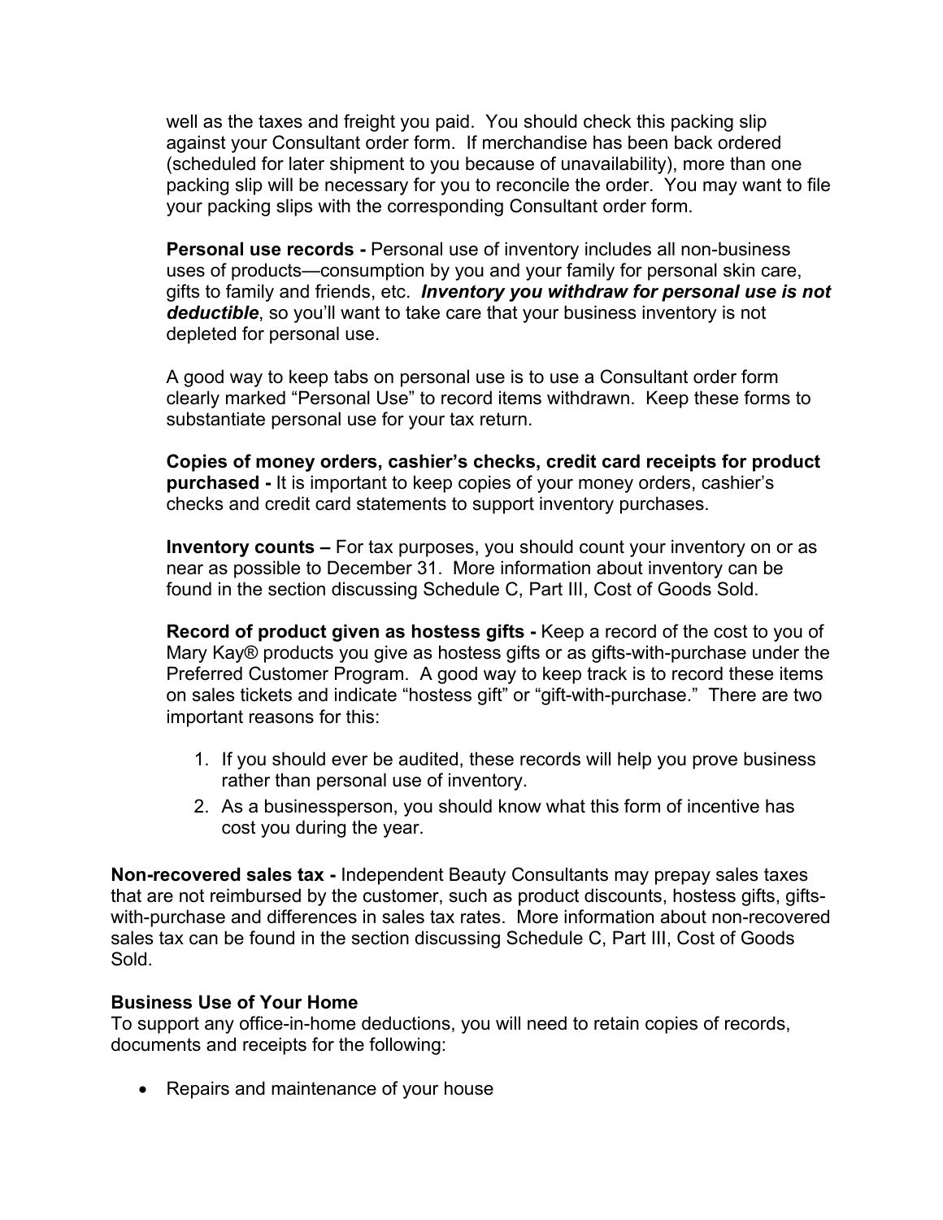well as the taxes and freight you paid. You should check this packing slip against your Consultant order form. If merchandise has been back ordered (scheduled for later shipment to you because of unavailability), more than one packing slip will be necessary for you to reconcile the order. You may want to file your packing slips with the corresponding Consultant order form.

**Personal use records -** Personal use of inventory includes all non-business uses of products—consumption by you and your family for personal skin care, gifts to family and friends, etc. ***Inventory you withdraw for personal use is not deductible***, so you'll want to take care that your business inventory is not depleted for personal use.

A good way to keep tabs on personal use is to use a Consultant order form clearly marked "Personal Use" to record items withdrawn. Keep these forms to substantiate personal use for your tax return.

**Copies of money orders, cashier's checks, credit card receipts for product purchased -** It is important to keep copies of your money orders, cashier's checks and credit card statements to support inventory purchases.

**Inventory counts –** For tax purposes, you should count your inventory on or as near as possible to December 31. More information about inventory can be found in the section discussing Schedule C, Part III, Cost of Goods Sold.

**Record of product given as hostess gifts -** Keep a record of the cost to you of Mary Kay® products you give as hostess gifts or as gifts-with-purchase under the Preferred Customer Program. A good way to keep track is to record these items on sales tickets and indicate "hostess gift" or "gift-with-purchase." There are two important reasons for this:

1. If you should ever be audited, these records will help you prove business rather than personal use of inventory.
2. As a businessperson, you should know what this form of incentive has cost you during the year.

**Non-recovered sales tax -** Independent Beauty Consultants may prepay sales taxes that are not reimbursed by the customer, such as product discounts, hostess gifts, gifts-with-purchase and differences in sales tax rates. More information about non-recovered sales tax can be found in the section discussing Schedule C, Part III, Cost of Goods Sold.

**Business Use of Your Home**

To support any office-in-home deductions, you will need to retain copies of records, documents and receipts for the following:

- Repairs and maintenance of your house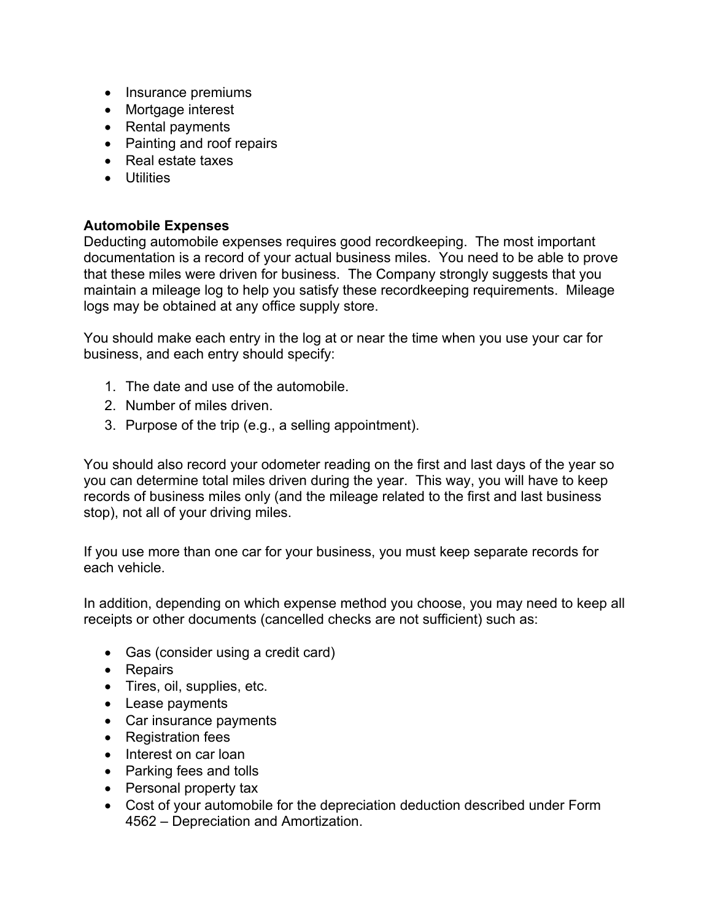- Insurance premiums
- Mortgage interest
- Rental payments
- Painting and roof repairs
- Real estate taxes
- Utilities

**Automobile Expenses**
Deducting automobile expenses requires good recordkeeping. The most important documentation is a record of your actual business miles. You need to be able to prove that these miles were driven for business. The Company strongly suggests that you maintain a mileage log to help you satisfy these recordkeeping requirements. Mileage logs may be obtained at any office supply store.

You should make each entry in the log at or near the time when you use your car for business, and each entry should specify:

1. The date and use of the automobile.
2. Number of miles driven.
3. Purpose of the trip (e.g., a selling appointment).

You should also record your odometer reading on the first and last days of the year so you can determine total miles driven during the year. This way, you will have to keep records of business miles only (and the mileage related to the first and last business stop), not all of your driving miles.

If you use more than one car for your business, you must keep separate records for each vehicle.

In addition, depending on which expense method you choose, you may need to keep all receipts or other documents (cancelled checks are not sufficient) such as:

- Gas (consider using a credit card)
- Repairs
- Tires, oil, supplies, etc.
- Lease payments
- Car insurance payments
- Registration fees
- Interest on car loan
- Parking fees and tolls
- Personal property tax
- Cost of your automobile for the depreciation deduction described under Form 4562 – Depreciation and Amortization.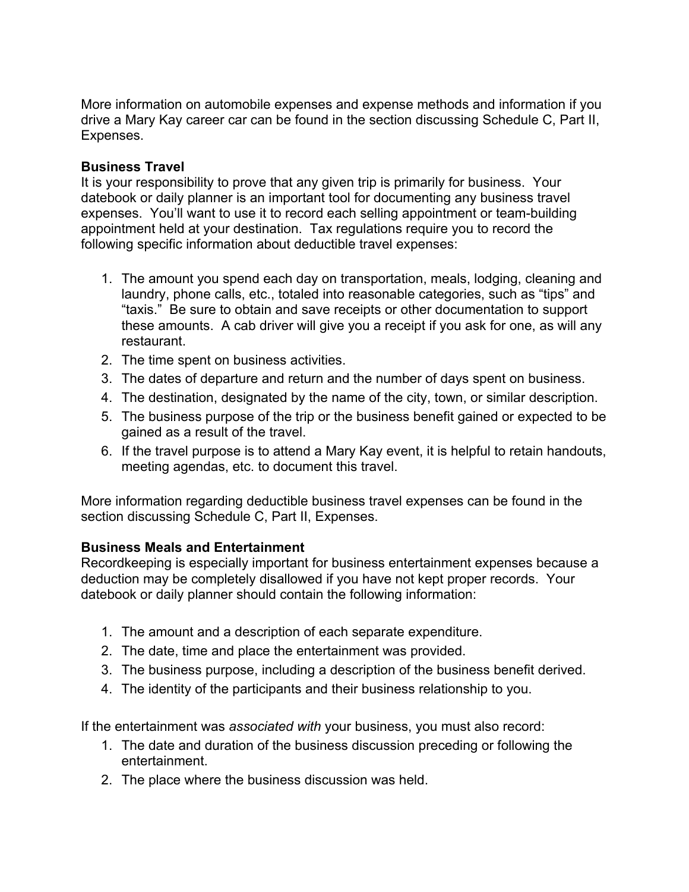More information on automobile expenses and expense methods and information if you drive a Mary Kay career car can be found in the section discussing Schedule C, Part II, Expenses.

**Business Travel**

It is your responsibility to prove that any given trip is primarily for business. Your datebook or daily planner is an important tool for documenting any business travel expenses. You'll want to use it to record each selling appointment or team-building appointment held at your destination. Tax regulations require you to record the following specific information about deductible travel expenses:

1. The amount you spend each day on transportation, meals, lodging, cleaning and laundry, phone calls, etc., totaled into reasonable categories, such as "tips" and "taxis." Be sure to obtain and save receipts or other documentation to support these amounts. A cab driver will give you a receipt if you ask for one, as will any restaurant.
2. The time spent on business activities.
3. The dates of departure and return and the number of days spent on business.
4. The destination, designated by the name of the city, town, or similar description.
5. The business purpose of the trip or the business benefit gained or expected to be gained as a result of the travel.
6. If the travel purpose is to attend a Mary Kay event, it is helpful to retain handouts, meeting agendas, etc. to document this travel.

More information regarding deductible business travel expenses can be found in the section discussing Schedule C, Part II, Expenses.

**Business Meals and Entertainment**

Recordkeeping is especially important for business entertainment expenses because a deduction may be completely disallowed if you have not kept proper records. Your datebook or daily planner should contain the following information:

1. The amount and a description of each separate expenditure.
2. The date, time and place the entertainment was provided.
3. The business purpose, including a description of the business benefit derived.
4. The identity of the participants and their business relationship to you.

If the entertainment was *associated with* your business, you must also record:

1. The date and duration of the business discussion preceding or following the entertainment.
2. The place where the business discussion was held.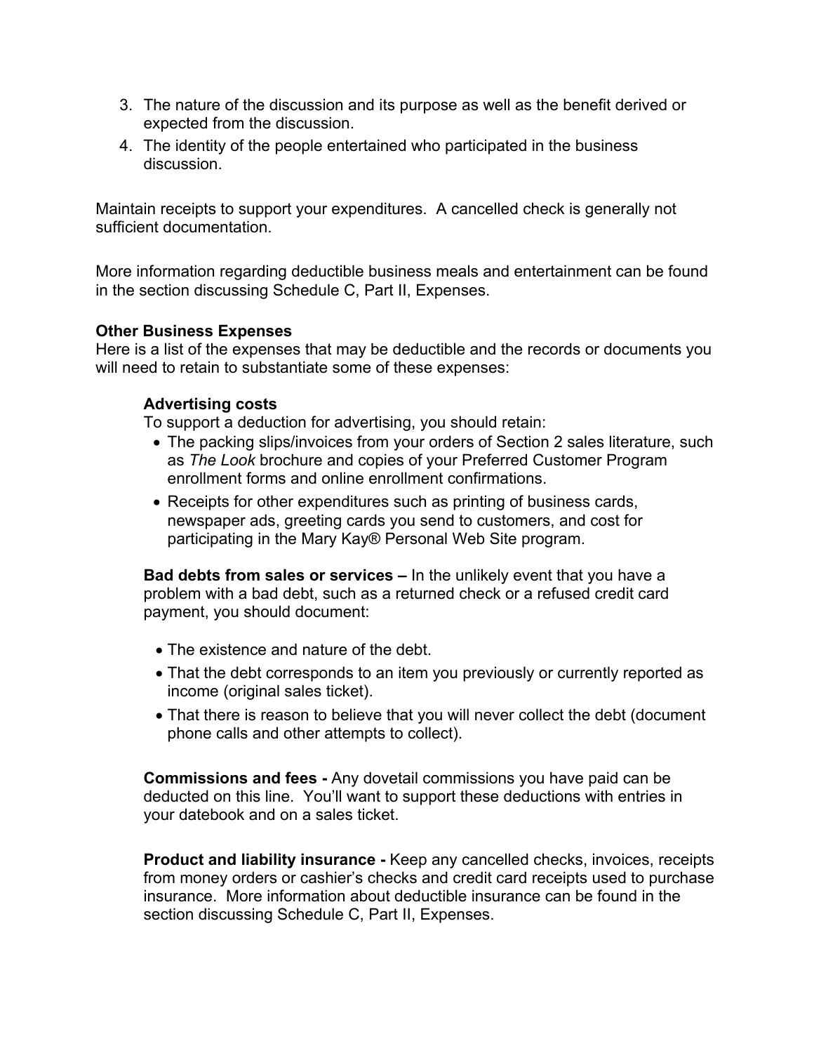3. The nature of the discussion and its purpose as well as the benefit derived or expected from the discussion.
4. The identity of the people entertained who participated in the business discussion.

Maintain receipts to support your expenditures. A cancelled check is generally not sufficient documentation.

More information regarding deductible business meals and entertainment can be found in the section discussing Schedule C, Part II, Expenses.

**Other Business Expenses**
Here is a list of the expenses that may be deductible and the records or documents you will need to retain to substantiate some of these expenses:

**Advertising costs**
To support a deduction for advertising, you should retain:

- The packing slips/invoices from your orders of Section 2 sales literature, such as *The Look* brochure and copies of your Preferred Customer Program enrollment forms and online enrollment confirmations.
- Receipts for other expenditures such as printing of business cards, newspaper ads, greeting cards you send to customers, and cost for participating in the Mary Kay® Personal Web Site program.

**Bad debts from sales or services –** In the unlikely event that you have a problem with a bad debt, such as a returned check or a refused credit card payment, you should document:

- The existence and nature of the debt.
- That the debt corresponds to an item you previously or currently reported as income (original sales ticket).
- That there is reason to believe that you will never collect the debt (document phone calls and other attempts to collect).

**Commissions and fees -** Any dovetail commissions you have paid can be deducted on this line. You'll want to support these deductions with entries in your datebook and on a sales ticket.

**Product and liability insurance -** Keep any cancelled checks, invoices, receipts from money orders or cashier's checks and credit card receipts used to purchase insurance. More information about deductible insurance can be found in the section discussing Schedule C, Part II, Expenses.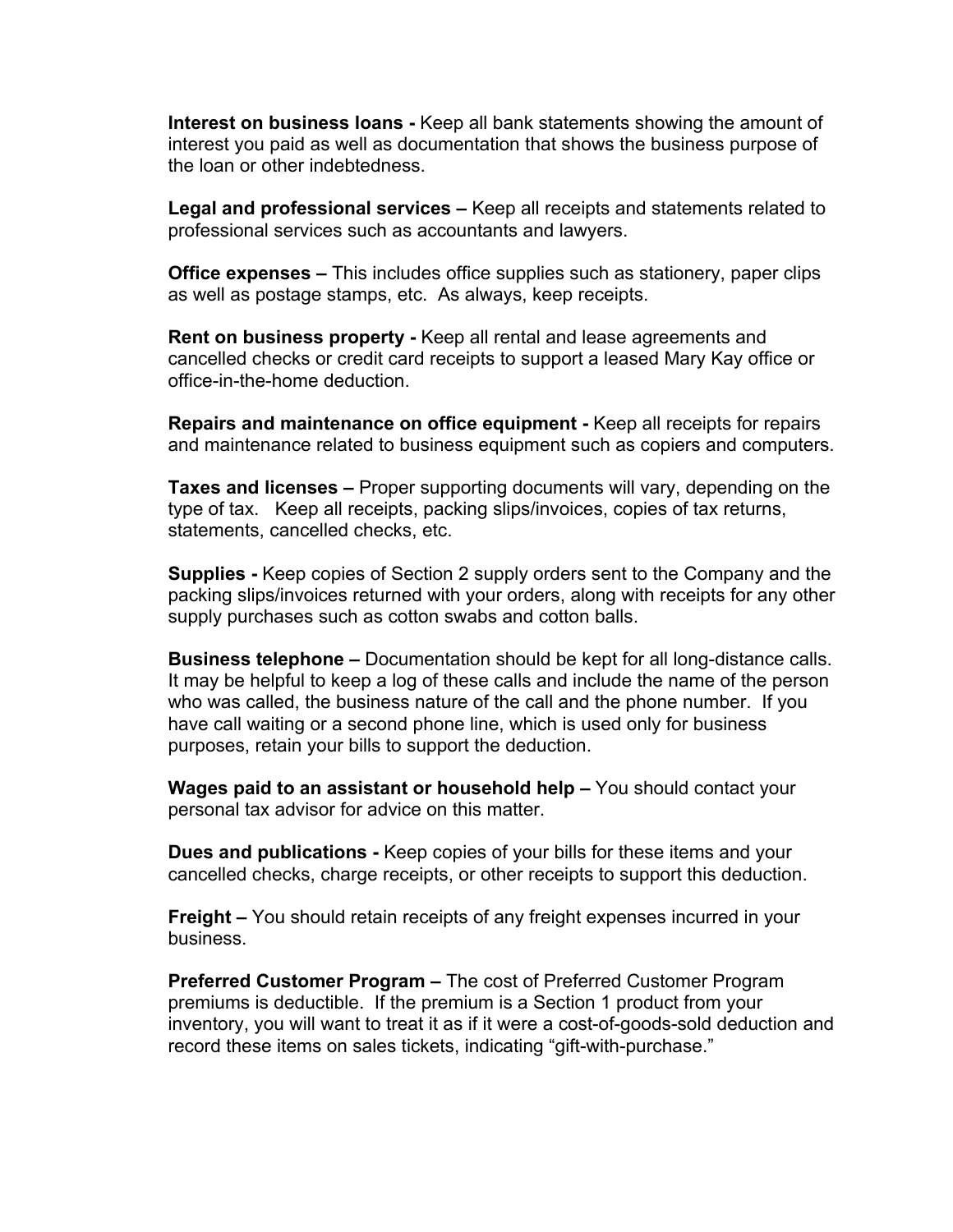**Interest on business loans -** Keep all bank statements showing the amount of interest you paid as well as documentation that shows the business purpose of the loan or other indebtedness.

**Legal and professional services –** Keep all receipts and statements related to professional services such as accountants and lawyers.

**Office expenses –** This includes office supplies such as stationery, paper clips as well as postage stamps, etc. As always, keep receipts.

**Rent on business property -** Keep all rental and lease agreements and cancelled checks or credit card receipts to support a leased Mary Kay office or office-in-the-home deduction.

**Repairs and maintenance on office equipment -** Keep all receipts for repairs and maintenance related to business equipment such as copiers and computers.

**Taxes and licenses –** Proper supporting documents will vary, depending on the type of tax. Keep all receipts, packing slips/invoices, copies of tax returns, statements, cancelled checks, etc.

**Supplies -** Keep copies of Section 2 supply orders sent to the Company and the packing slips/invoices returned with your orders, along with receipts for any other supply purchases such as cotton swabs and cotton balls.

**Business telephone –** Documentation should be kept for all long-distance calls. It may be helpful to keep a log of these calls and include the name of the person who was called, the business nature of the call and the phone number. If you have call waiting or a second phone line, which is used only for business purposes, retain your bills to support the deduction.

**Wages paid to an assistant or household help –** You should contact your personal tax advisor for advice on this matter.

**Dues and publications -** Keep copies of your bills for these items and your cancelled checks, charge receipts, or other receipts to support this deduction.

**Freight –** You should retain receipts of any freight expenses incurred in your business.

**Preferred Customer Program –** The cost of Preferred Customer Program premiums is deductible. If the premium is a Section 1 product from your inventory, you will want to treat it as if it were a cost-of-goods-sold deduction and record these items on sales tickets, indicating "gift-with-purchase."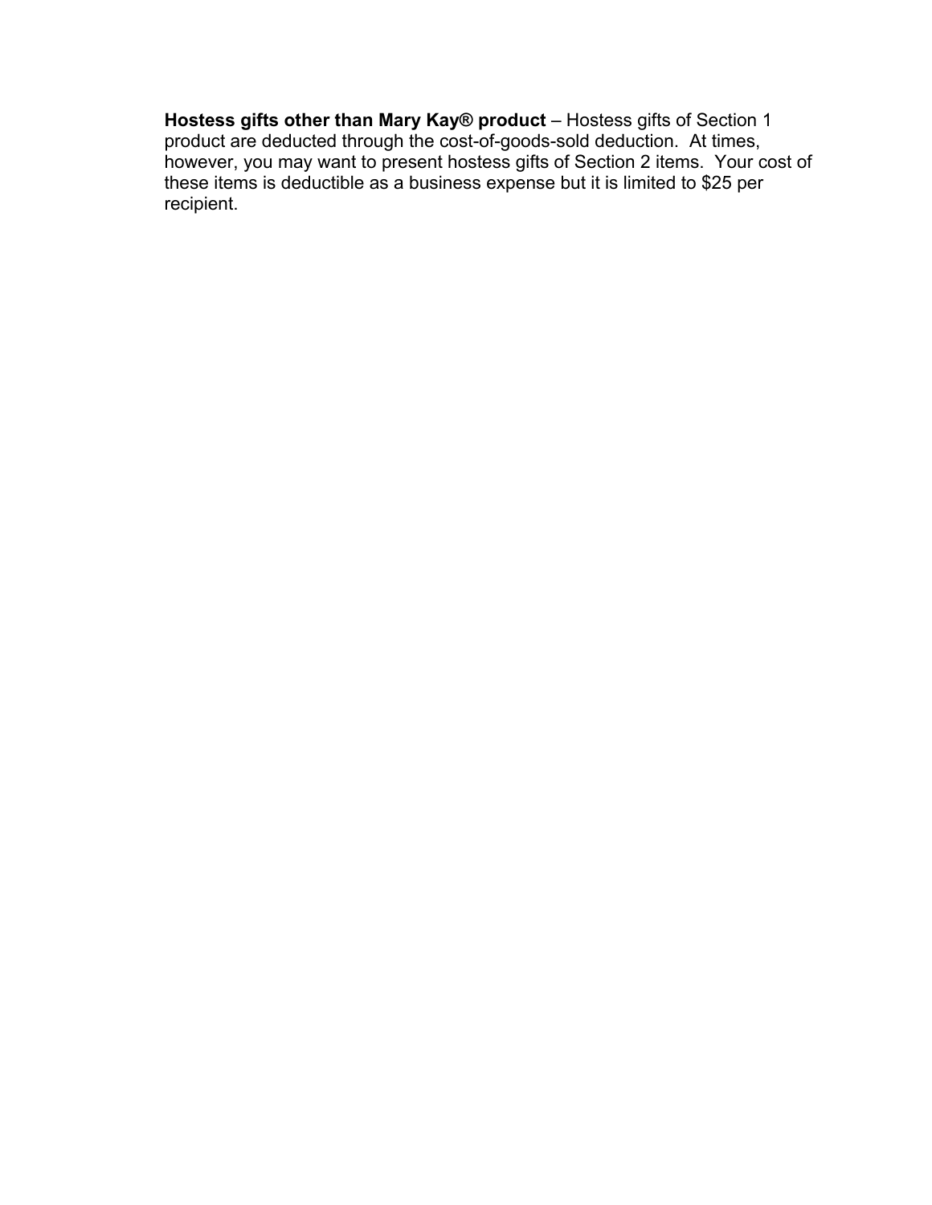**Hostess gifts other than Mary Kay® product** – Hostess gifts of Section 1 product are deducted through the cost-of-goods-sold deduction. At times, however, you may want to present hostess gifts of Section 2 items. Your cost of these items is deductible as a business expense but it is limited to $25 per recipient.